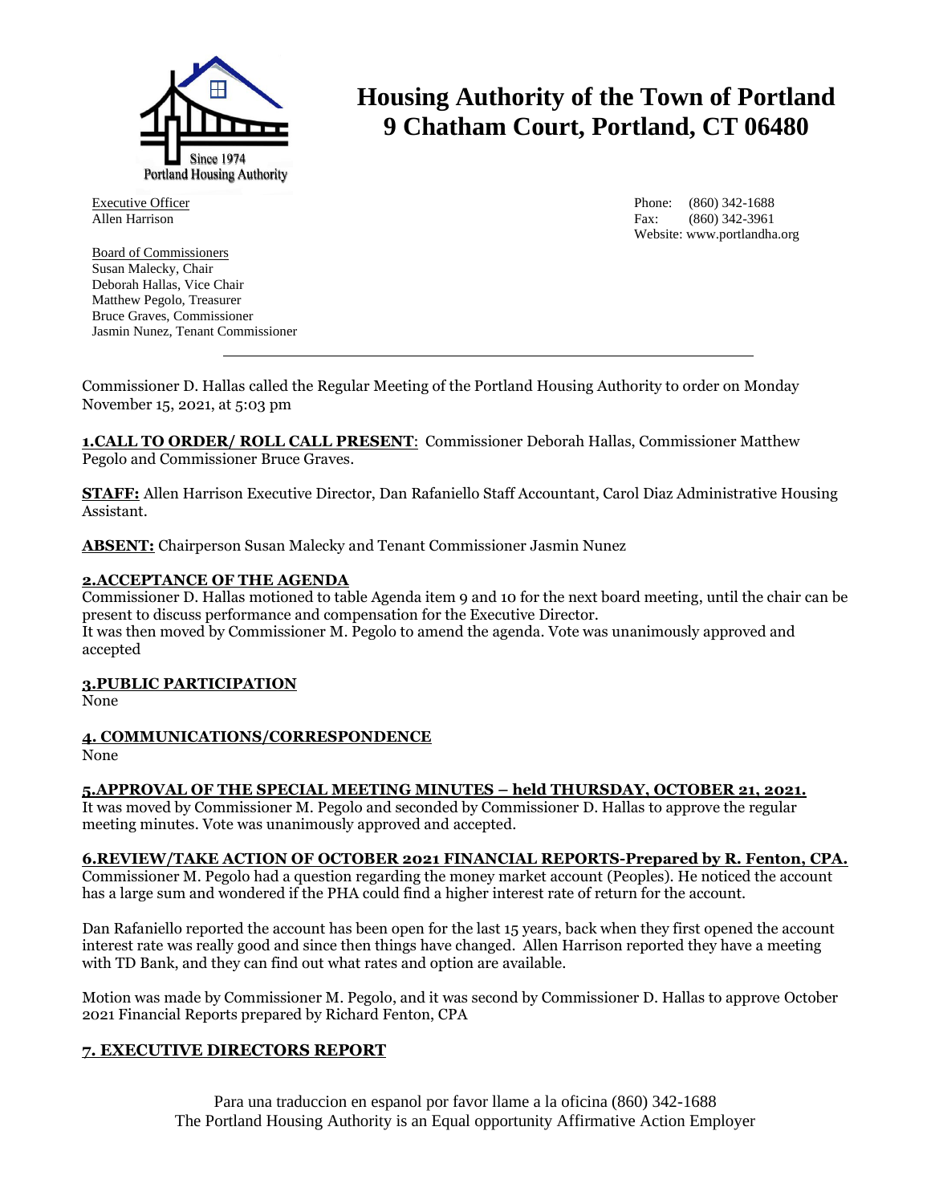# Housing Authority of the Town of Portland
# 9 Chatham Court, Portland, CT 06480

Executive Officer
Allen Harrison

Phone: (860) 342-1688
Fax: (860) 342-3961
Website: www.portlandha.org

Board of Commissioners
Susan Malecky, Chair
Deborah Hallas, Vice Chair
Matthew Pegolo, Treasurer
Bruce Graves, Commissioner
Jasmin Nunez, Tenant Commissioner

---

Commissioner D. Hallas called the Regular Meeting of the Portland Housing Authority to order on Monday November 15, 2021, at 5:03 pm

**1.CALL TO ORDER/ ROLL CALL PRESENT**: Commissioner Deborah Hallas, Commissioner Matthew Pegolo and Commissioner Bruce Graves.

**STAFF:** Allen Harrison Executive Director, Dan Rafaniello Staff Accountant, Carol Diaz Administrative Housing Assistant.

**ABSENT:** Chairperson Susan Malecky and Tenant Commissioner Jasmin Nunez

**2.ACCEPTANCE OF THE AGENDA**

Commissioner D. Hallas motioned to table Agenda item 9 and 10 for the next board meeting, until the chair can be present to discuss performance and compensation for the Executive Director.
It was then moved by Commissioner M. Pegolo to amend the agenda. Vote was unanimously approved and accepted

**3.PUBLIC PARTICIPATION**

None

**4. COMMUNICATIONS/CORRESPONDENCE**

None

**5.APPROVAL OF THE SPECIAL MEETING MINUTES – held THURSDAY, OCTOBER 21, 2021.**

It was moved by Commissioner M. Pegolo and seconded by Commissioner D. Hallas to approve the regular meeting minutes. Vote was unanimously approved and accepted.

**6.REVIEW/TAKE ACTION OF OCTOBER 2021 FINANCIAL REPORTS-Prepared by R. Fenton, CPA.**

Commissioner M. Pegolo had a question regarding the money market account (Peoples). He noticed the account has a large sum and wondered if the PHA could find a higher interest rate of return for the account.

Dan Rafaniello reported the account has been open for the last 15 years, back when they first opened the account interest rate was really good and since then things have changed. Allen Harrison reported they have a meeting with TD Bank, and they can find out what rates and option are available.

Motion was made by Commissioner M. Pegolo, and it was second by Commissioner D. Hallas to approve October 2021 Financial Reports prepared by Richard Fenton, CPA

**7. EXECUTIVE DIRECTORS REPORT**

Para una traduccion en espanol por favor llame a la oficina (860) 342-1688
The Portland Housing Authority is an Equal opportunity Affirmative Action Employer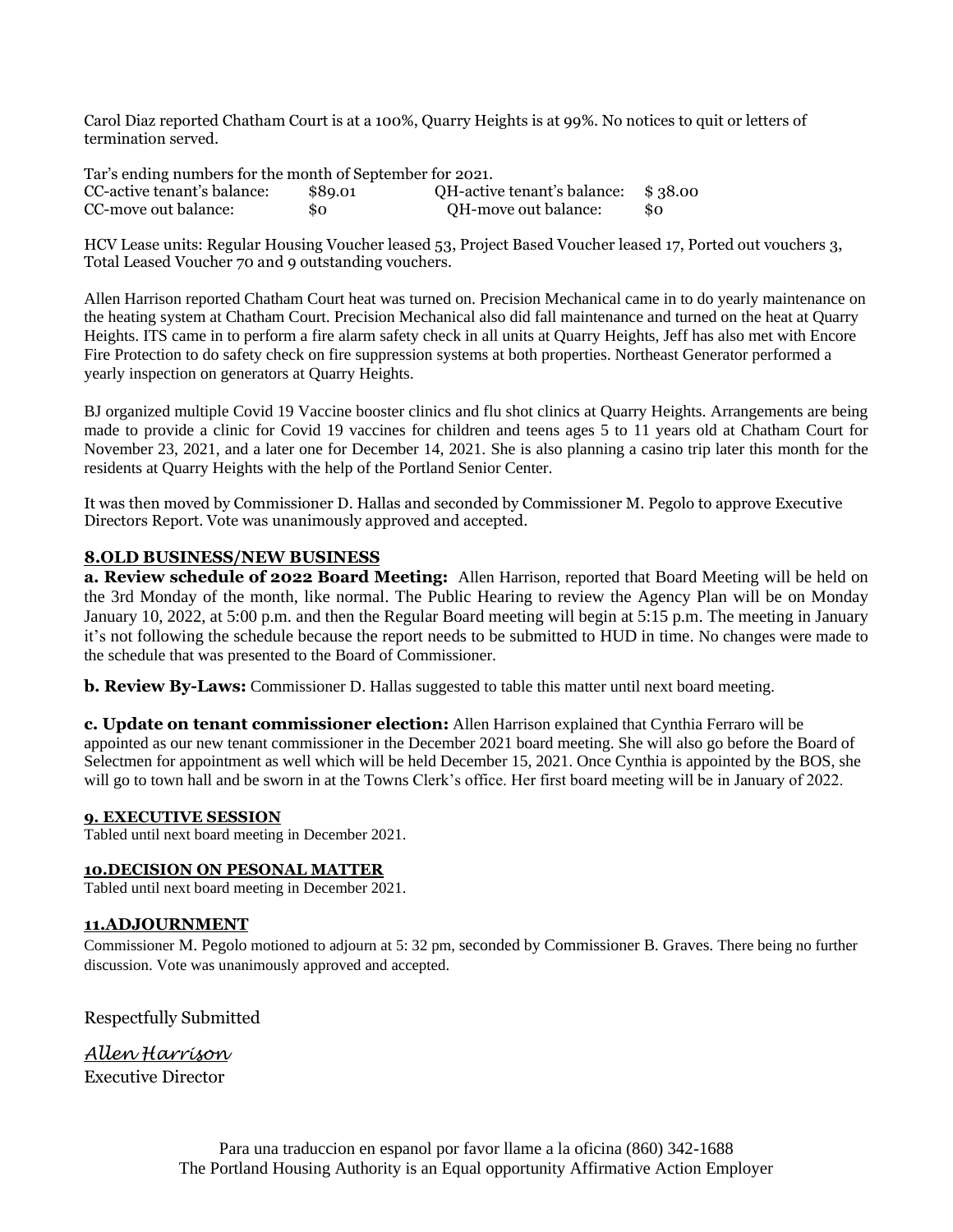Carol Diaz reported Chatham Court is at a 100%, Quarry Heights is at 99%. No notices to quit or letters of termination served.

Tar's ending numbers for the month of September for 2021.

| | | | |
|---|---|---|---|
| CC-active tenant's balance: | $89.01 | QH-active tenant's balance: | $ 38.00 |
| CC-move out balance: | $0 | QH-move out balance: | $0 |

HCV Lease units: Regular Housing Voucher leased 53, Project Based Voucher leased 17, Ported out vouchers 3, Total Leased Voucher 70 and 9 outstanding vouchers.

Allen Harrison reported Chatham Court heat was turned on. Precision Mechanical came in to do yearly maintenance on the heating system at Chatham Court. Precision Mechanical also did fall maintenance and turned on the heat at Quarry Heights. ITS came in to perform a fire alarm safety check in all units at Quarry Heights, Jeff has also met with Encore Fire Protection to do safety check on fire suppression systems at both properties. Northeast Generator performed a yearly inspection on generators at Quarry Heights.

BJ organized multiple Covid 19 Vaccine booster clinics and flu shot clinics at Quarry Heights. Arrangements are being made to provide a clinic for Covid 19 vaccines for children and teens ages 5 to 11 years old at Chatham Court for November 23, 2021, and a later one for December 14, 2021. She is also planning a casino trip later this month for the residents at Quarry Heights with the help of the Portland Senior Center.

It was then moved by Commissioner D. Hallas and seconded by Commissioner M. Pegolo to approve Executive Directors Report. Vote was unanimously approved and accepted.

## 8.OLD BUSINESS/NEW BUSINESS

**a. Review schedule of 2022 Board Meeting:** Allen Harrison, reported that Board Meeting will be held on the 3rd Monday of the month, like normal. The Public Hearing to review the Agency Plan will be on Monday January 10, 2022, at 5:00 p.m. and then the Regular Board meeting will begin at 5:15 p.m. The meeting in January it's not following the schedule because the report needs to be submitted to HUD in time. No changes were made to the schedule that was presented to the Board of Commissioner.

**b. Review By-Laws:** Commissioner D. Hallas suggested to table this matter until next board meeting.

**c. Update on tenant commissioner election:** Allen Harrison explained that Cynthia Ferraro will be appointed as our new tenant commissioner in the December 2021 board meeting. She will also go before the Board of Selectmen for appointment as well which will be held December 15, 2021. Once Cynthia is appointed by the BOS, she will go to town hall and be sworn in at the Towns Clerk's office. Her first board meeting will be in January of 2022.

## 9. EXECUTIVE SESSION

Tabled until next board meeting in December 2021.

## 10.DECISION ON PESONAL MATTER

Tabled until next board meeting in December 2021.

## 11.ADJOURNMENT

Commissioner M. Pegolo motioned to adjourn at 5: 32 pm, seconded by Commissioner B. Graves. There being no further discussion. Vote was unanimously approved and accepted.

Respectfully Submitted

*Allen Harrison*
Executive Director

Para una traduccion en espanol por favor llame a la oficina (860) 342-1688
The Portland Housing Authority is an Equal opportunity Affirmative Action Employer